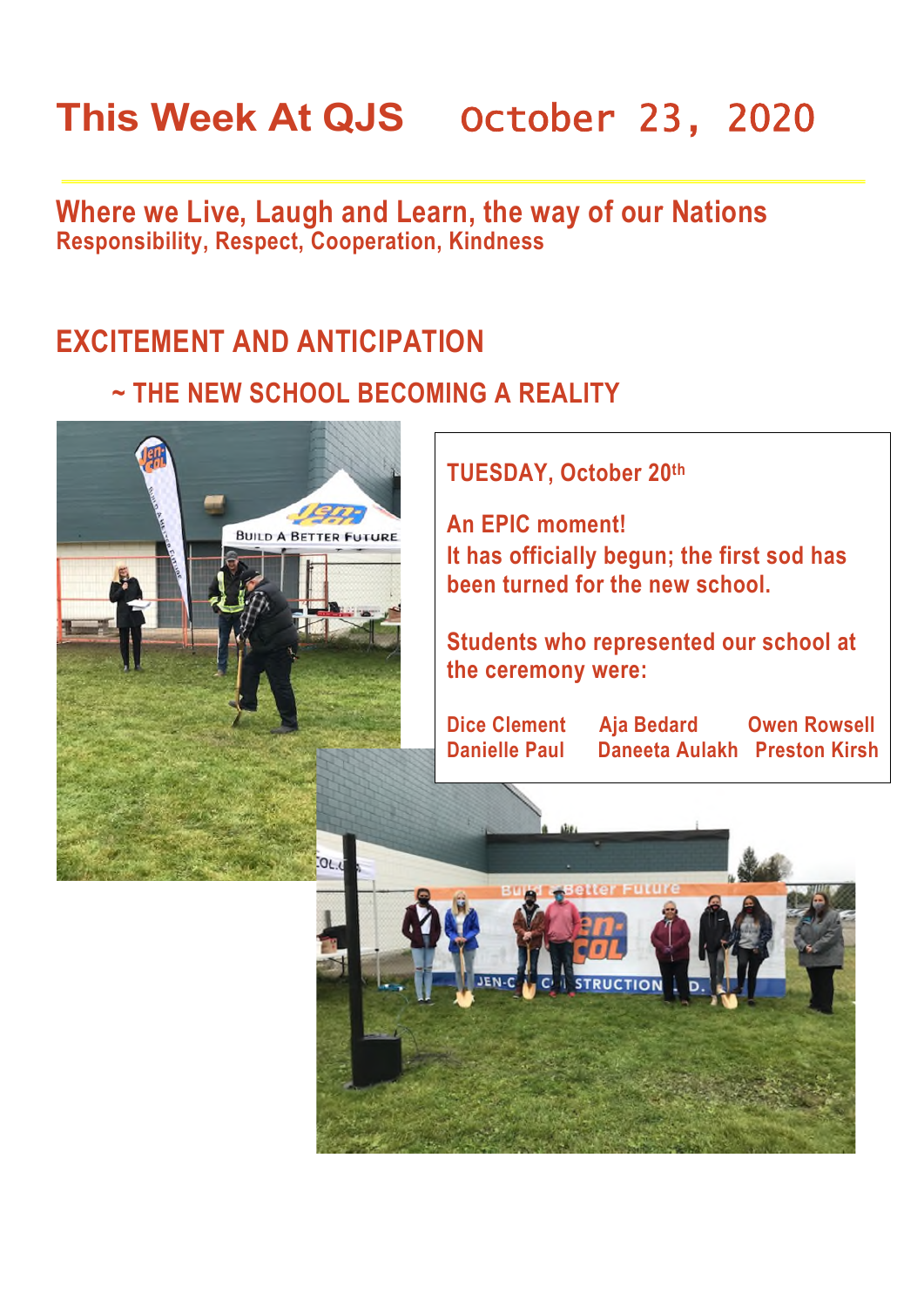# This Week At QJS October 23, 2020

## Where we Live, Laugh and Learn, the way of our Nations

**Responsibility, Respect, Cooperation, Kindness**

## EXCITEMENT AND ANTICIPATION

### ~ THE NEW SCHOOL BECOMING A REALITY

**TUESDAY, October 20th**

**An EPIC moment!**
**It has officially begun; the first sod has been turned for the new school.**

**Students who represented our school at the ceremony were:**

| | | |
|---|---|---|
| Dice Clement | Aja Bedard | Owen Rowsell |
| Danielle Paul | Daneeta Aulakh | Preston Kirsh |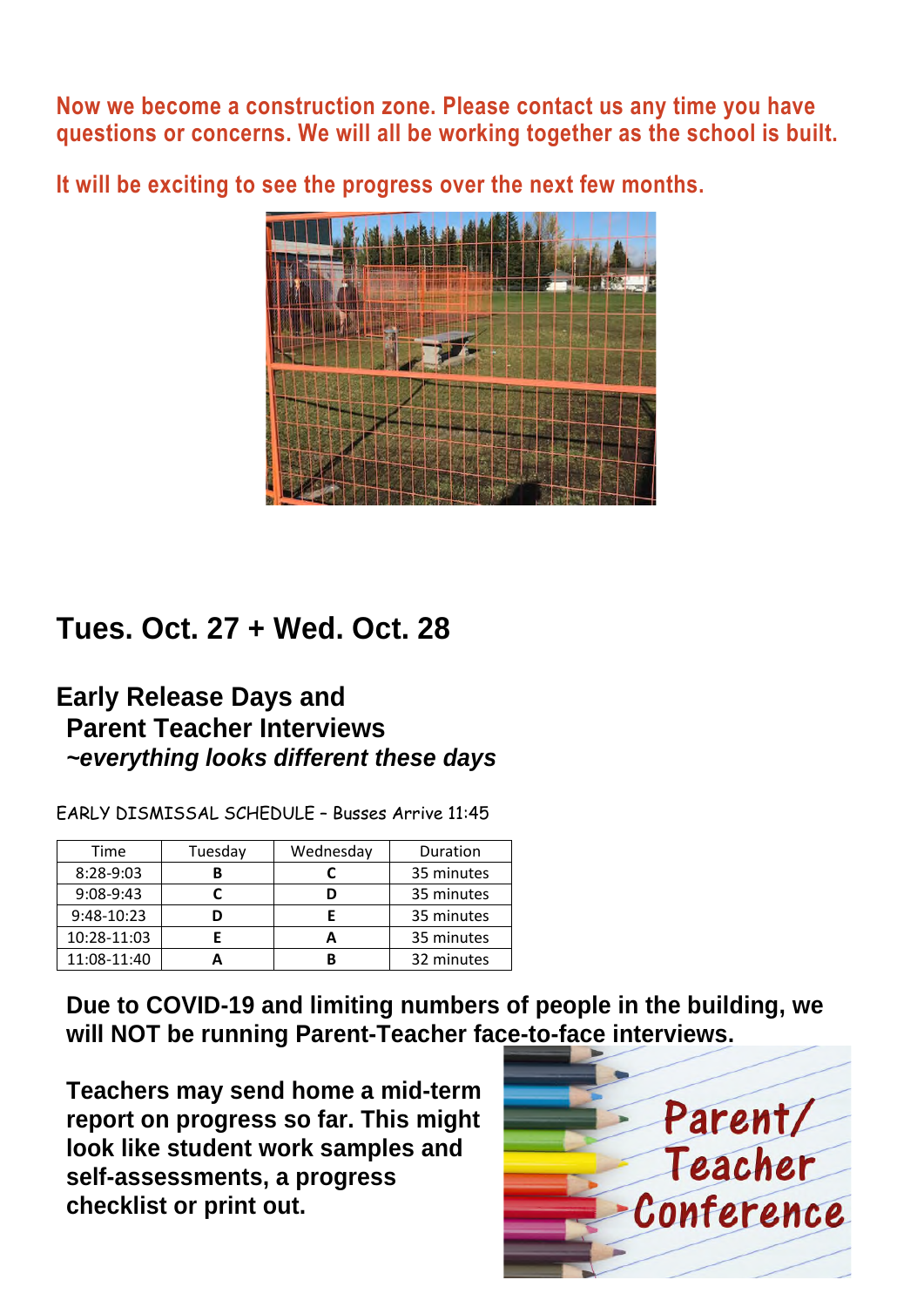Now we become a construction zone. Please contact us any time you have questions or concerns. We will all be working together as the school is built.

It will be exciting to see the progress over the next few months.

## Tues. Oct. 27 + Wed. Oct. 28

### Early Release Days and Parent Teacher Interviews

***~everything looks different these days***

EARLY DISMISSAL SCHEDULE – Busses Arrive 11:45

| Time | Tuesday | Wednesday | Duration |
|---|---|---|---|
| 8:28-9:03 | **B** | **C** | 35 minutes |
| 9:08-9:43 | **C** | **D** | 35 minutes |
| 9:48-10:23 | **D** | **E** | 35 minutes |
| 10:28-11:03 | **E** | **A** | 35 minutes |
| 11:08-11:40 | **A** | **B** | 32 minutes |

**Due to COVID-19 and limiting numbers of people in the building, we will NOT be running Parent-Teacher face-to-face interviews.**

**Teachers may send home a mid-term report on progress so far. This might look like student work samples and self-assessments, a progress checklist or print out.**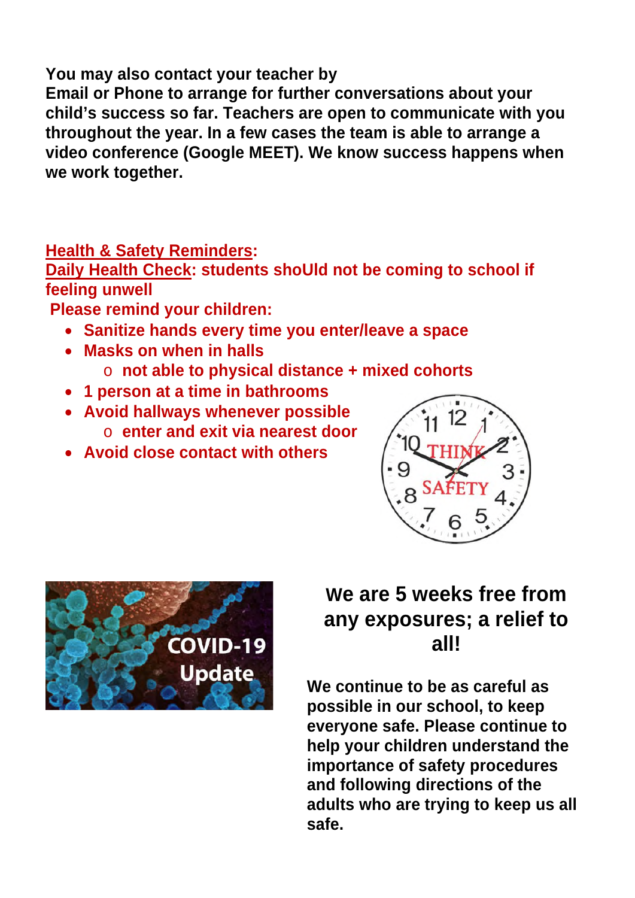**You may also contact your teacher by**
**Email or Phone to arrange for further conversations about your child's success so far. Teachers are open to communicate with you throughout the year. In a few cases the team is able to arrange a video conference (Google MEET). We know success happens when we work together.**

**Health & Safety Reminders:**

**Daily Health Check: students shoUld not be coming to school if feeling unwell**

**Please remind your children:**

- **Sanitize hands every time you enter/leave a space**
- **Masks on when in halls**
  - **not able to physical distance + mixed cohorts**
- **1 person at a time in bathrooms**
- **Avoid hallways whenever possible**
  - **enter and exit via nearest door**
- **Avoid close contact with others**

## We are 5 weeks free from any exposures; a relief to all!

**We continue to be as careful as possible in our school, to keep everyone safe. Please continue to help your children understand the importance of safety procedures and following directions of the adults who are trying to keep us all safe.**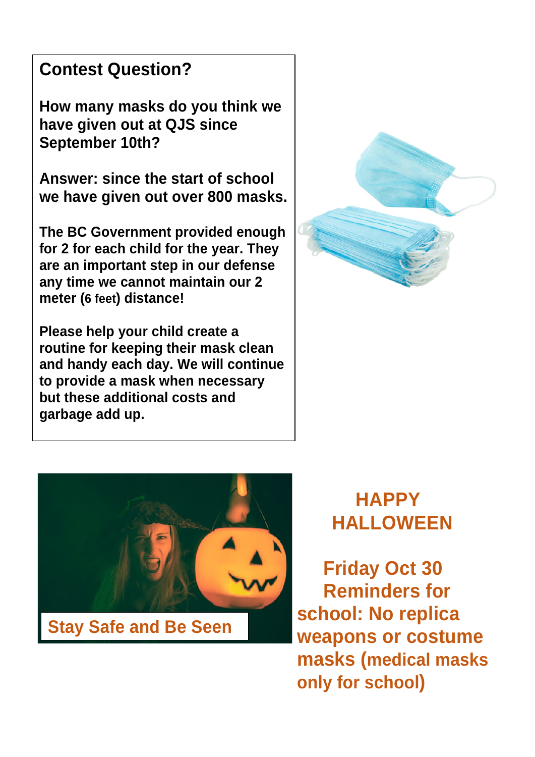## Contest Question?

**How many masks do you think we have given out at QJS since September 10th?**

**Answer: since the start of school we have given out over 800 masks.**

**The BC Government provided enough for 2 for each child for the year. They are an important step in our defense any time we cannot maintain our 2 meter (6 feet) distance!**

**Please help your child create a routine for keeping their mask clean and handy each day. We will continue to provide a mask when necessary but these additional costs and garbage add up.**

**Stay Safe and Be Seen**

## HAPPY HALLOWEEN

**Friday Oct 30 Reminders for school: No replica weapons or costume masks (medical masks only for school)**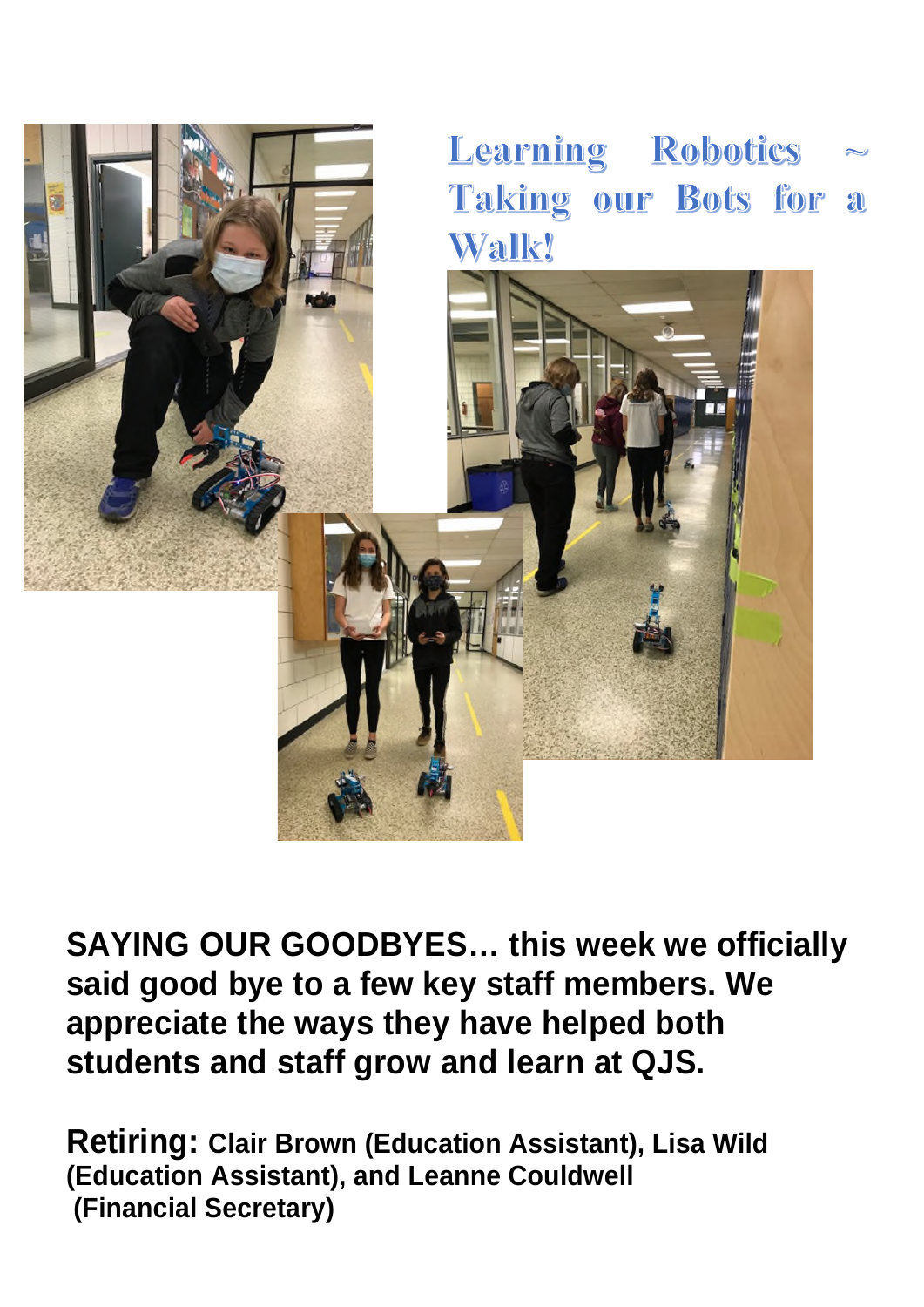## Learning Robotics ~ Taking our Bots for a Walk!

**SAYING OUR GOODBYES… this week we officially said good bye to a few key staff members. We appreciate the ways they have helped both students and staff grow and learn at QJS.**

**Retiring: Clair Brown (Education Assistant), Lisa Wild (Education Assistant), and Leanne Couldwell (Financial Secretary)**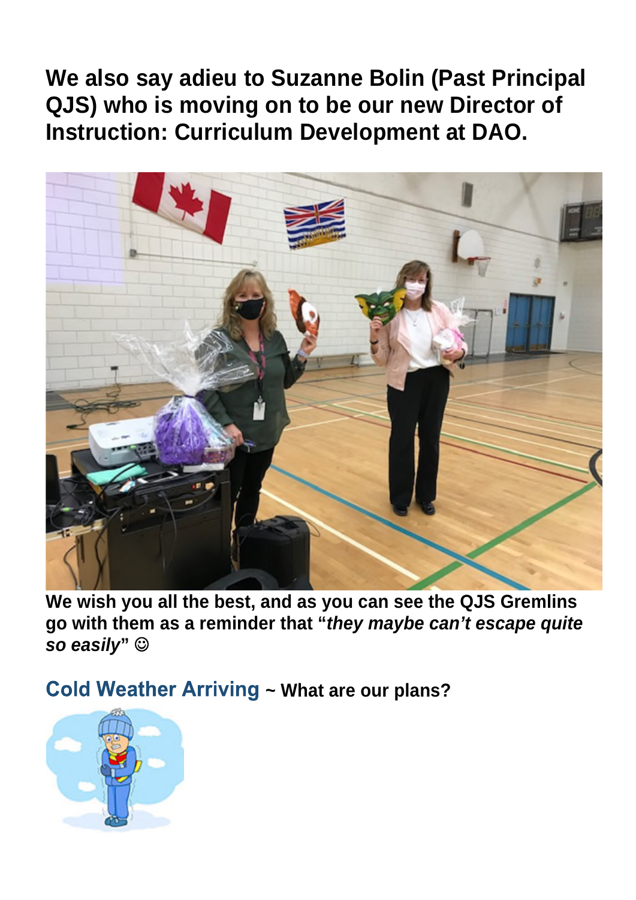**We also say adieu to Suzanne Bolin (Past Principal QJS) who is moving on to be our new Director of Instruction: Curriculum Development at DAO.**

**We wish you all the best, and as you can see the QJS Gremlins go with them as a reminder that "*they maybe can't escape quite so easily*" ☺**

## Cold Weather Arriving ~ What are our plans?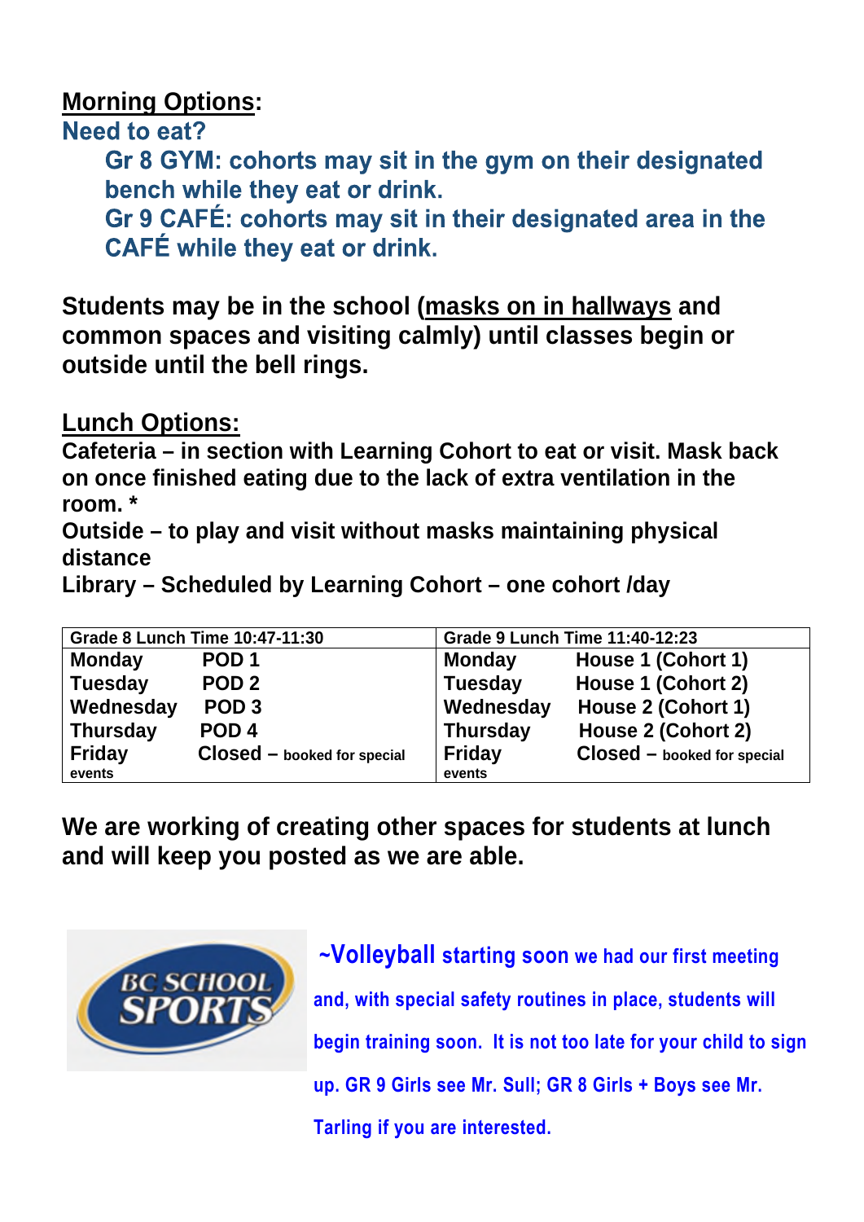**<u>Morning Options</u>:**

**Need to eat?**

**Gr 8 GYM: cohorts may sit in the gym on their designated bench while they eat or drink.**

**Gr 9 CAFÉ: cohorts may sit in their designated area in the CAFÉ while they eat or drink.**

**Students may be in the school (<u>masks on in hallways</u> and common spaces and visiting calmly) until classes begin or outside until the bell rings.**

**<u>Lunch Options:</u>**

**Cafeteria – in section with Learning Cohort to eat or visit. Mask back on once finished eating due to the lack of extra ventilation in the room. ***

**Outside – to play and visit without masks maintaining physical distance**

**Library – Scheduled by Learning Cohort – one cohort /day**

| Grade 8 Lunch Time 10:47-11:30 | | Grade 9 Lunch Time 11:40-12:23 | |
|---|---|---|---|
| Monday | POD 1 | Monday | House 1 (Cohort 1) |
| Tuesday | POD 2 | Tuesday | House 1 (Cohort 2) |
| Wednesday | POD 3 | Wednesday | House 2 (Cohort 1) |
| Thursday | POD 4 | Thursday | House 2 (Cohort 2) |
| Friday | Closed – booked for special events | Friday | Closed – booked for special events |

**We are working of creating other spaces for students at lunch and will keep you posted as we are able.**

**~Volleyball starting soon we had our first meeting and, with special safety routines in place, students will begin training soon. It is not too late for your child to sign up. GR 9 Girls see Mr. Sull; GR 8 Girls + Boys see Mr. Tarling if you are interested.**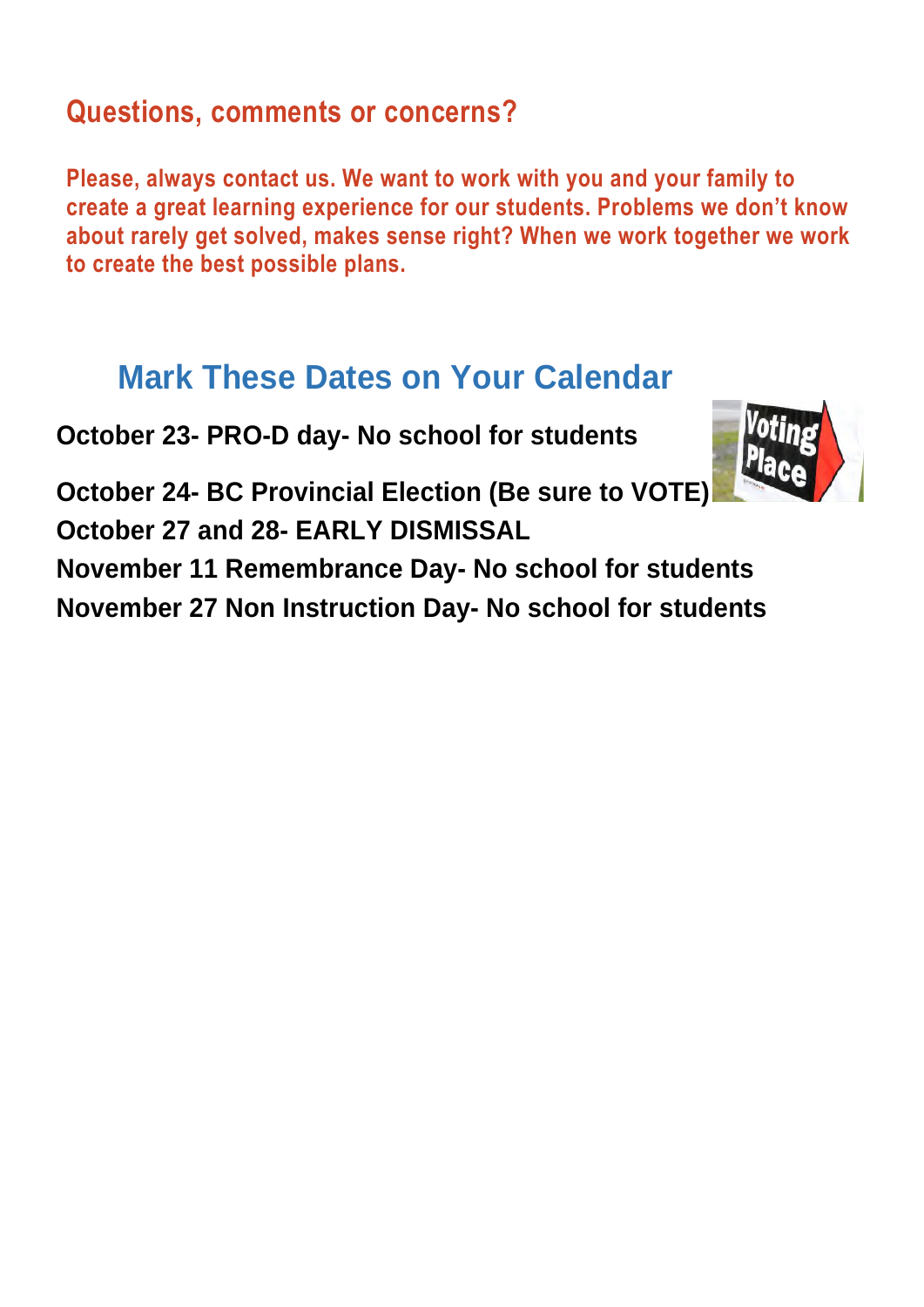## Questions, comments or concerns?

**Please, always contact us. We want to work with you and your family to create a great learning experience for our students. Problems we don't know about rarely get solved, makes sense right? When we work together we work to create the best possible plans.**

## Mark These Dates on Your Calendar

**October 23- PRO-D day- No school for students**

**October 24- BC Provincial Election (Be sure to VOTE)**

**October 27 and 28- EARLY DISMISSAL**

**November 11 Remembrance Day- No school for students**

**November 27 Non Instruction Day- No school for students**